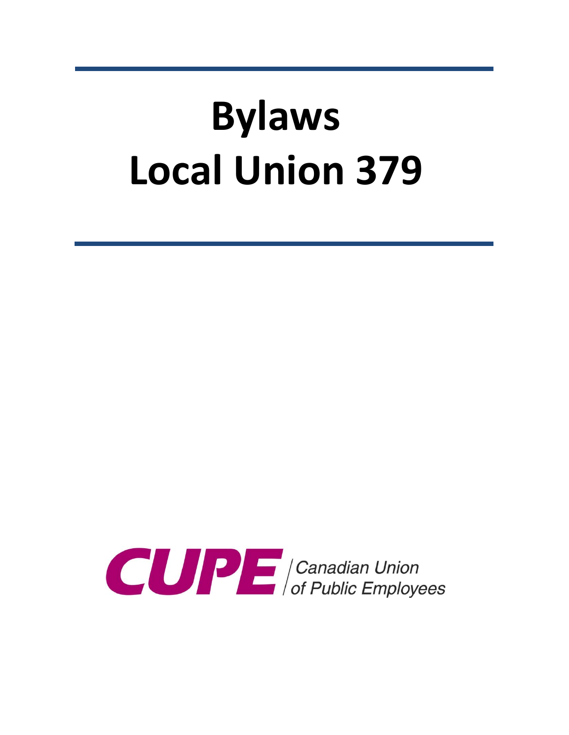# Bylaws
# Local Union 379

CUPE | Canadian Union of Public Employees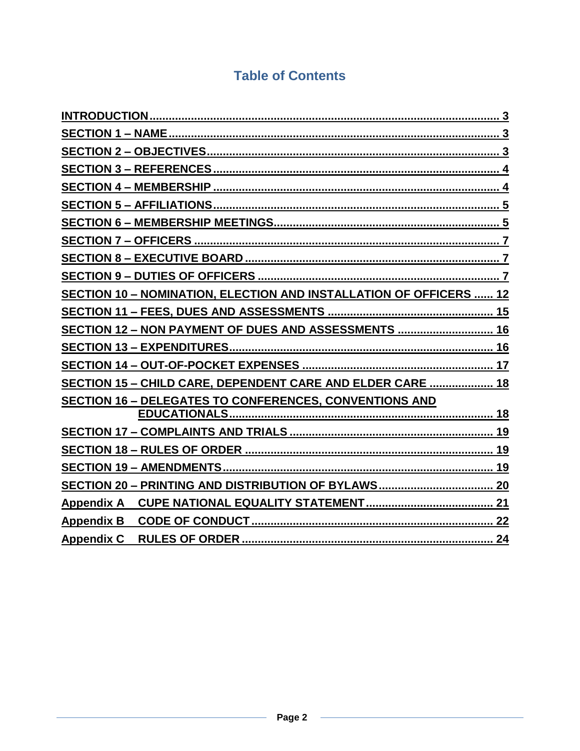## Table of Contents

INTRODUCTION............................................................................................................ 3
SECTION 1 – NAME........................................................................................................ 3
SECTION 2 – OBJECTIVES............................................................................................ 3
SECTION 3 – REFERENCES.......................................................................................... 4
SECTION 4 – MEMBERSHIP .......................................................................................... 4
SECTION 5 – AFFILIATIONS.......................................................................................... 5
SECTION 6 – MEMBERSHIP MEETINGS....................................................................... 5
SECTION 7 – OFFICERS ................................................................................................ 7
SECTION 8 – EXECUTIVE BOARD ................................................................................ 7
SECTION 9 – DUTIES OF OFFICERS ............................................................................ 7
SECTION 10 – NOMINATION, ELECTION AND INSTALLATION OF OFFICERS ...... 12
SECTION 11 – FEES, DUES AND ASSESSMENTS .................................................... 15
SECTION 12 – NON PAYMENT OF DUES AND ASSESSMENTS ............................... 16
SECTION 13 – EXPENDITURES................................................................................... 16
SECTION 14 – OUT-OF-POCKET EXPENSES ............................................................ 17
SECTION 15 – CHILD CARE, DEPENDENT CARE AND ELDER CARE ..................... 18
SECTION 16 – DELEGATES TO CONFERENCES, CONVENTIONS AND EDUCATIONALS.................................................................................... 18
SECTION 17 – COMPLAINTS AND TRIALS ................................................................ 19
SECTION 18 – RULES OF ORDER .............................................................................. 19
SECTION 19 – AMENDMENTS..................................................................................... 19
SECTION 20 – PRINTING AND DISTRIBUTION OF BYLAWS.................................... 20
Appendix A CUPE NATIONAL EQUALITY STATEMENT......................................... 21
Appendix B CODE OF CONDUCT ............................................................................ 22
Appendix C RULES OF ORDER ................................................................................ 24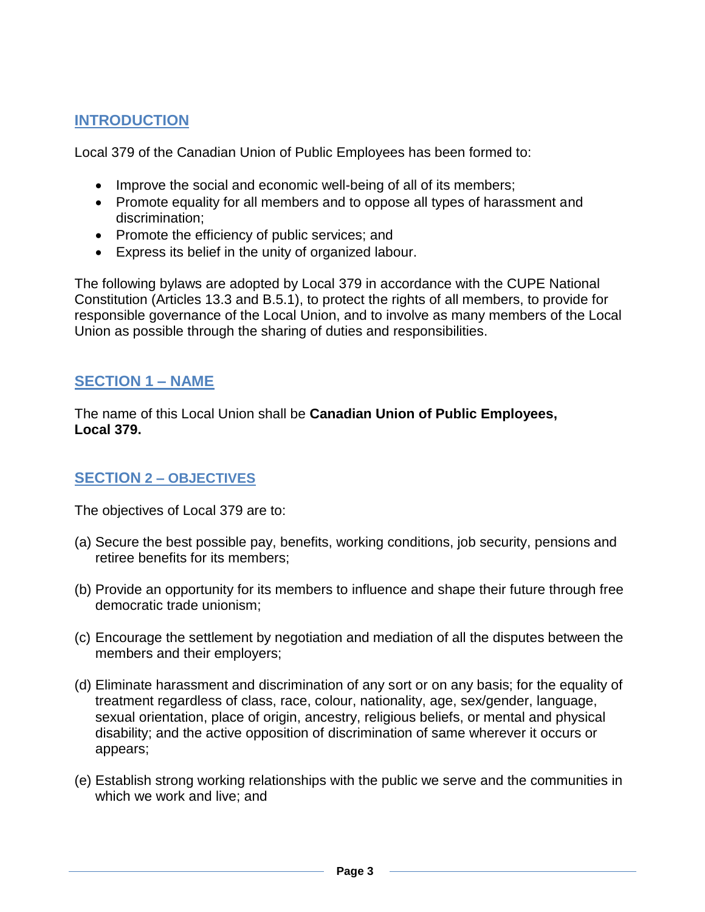## INTRODUCTION

Local 379 of the Canadian Union of Public Employees has been formed to:

- Improve the social and economic well-being of all of its members;
- Promote equality for all members and to oppose all types of harassment and discrimination;
- Promote the efficiency of public services; and
- Express its belief in the unity of organized labour.

The following bylaws are adopted by Local 379 in accordance with the CUPE National Constitution (Articles 13.3 and B.5.1), to protect the rights of all members, to provide for responsible governance of the Local Union, and to involve as many members of the Local Union as possible through the sharing of duties and responsibilities.

## SECTION 1 – NAME

The name of this Local Union shall be **Canadian Union of Public Employees, Local 379.**

## SECTION 2 – OBJECTIVES

The objectives of Local 379 are to:

(a) Secure the best possible pay, benefits, working conditions, job security, pensions and retiree benefits for its members;

(b) Provide an opportunity for its members to influence and shape their future through free democratic trade unionism;

(c) Encourage the settlement by negotiation and mediation of all the disputes between the members and their employers;

(d) Eliminate harassment and discrimination of any sort or on any basis; for the equality of treatment regardless of class, race, colour, nationality, age, sex/gender, language, sexual orientation, place of origin, ancestry, religious beliefs, or mental and physical disability; and the active opposition of discrimination of same wherever it occurs or appears;

(e) Establish strong working relationships with the public we serve and the communities in which we work and live; and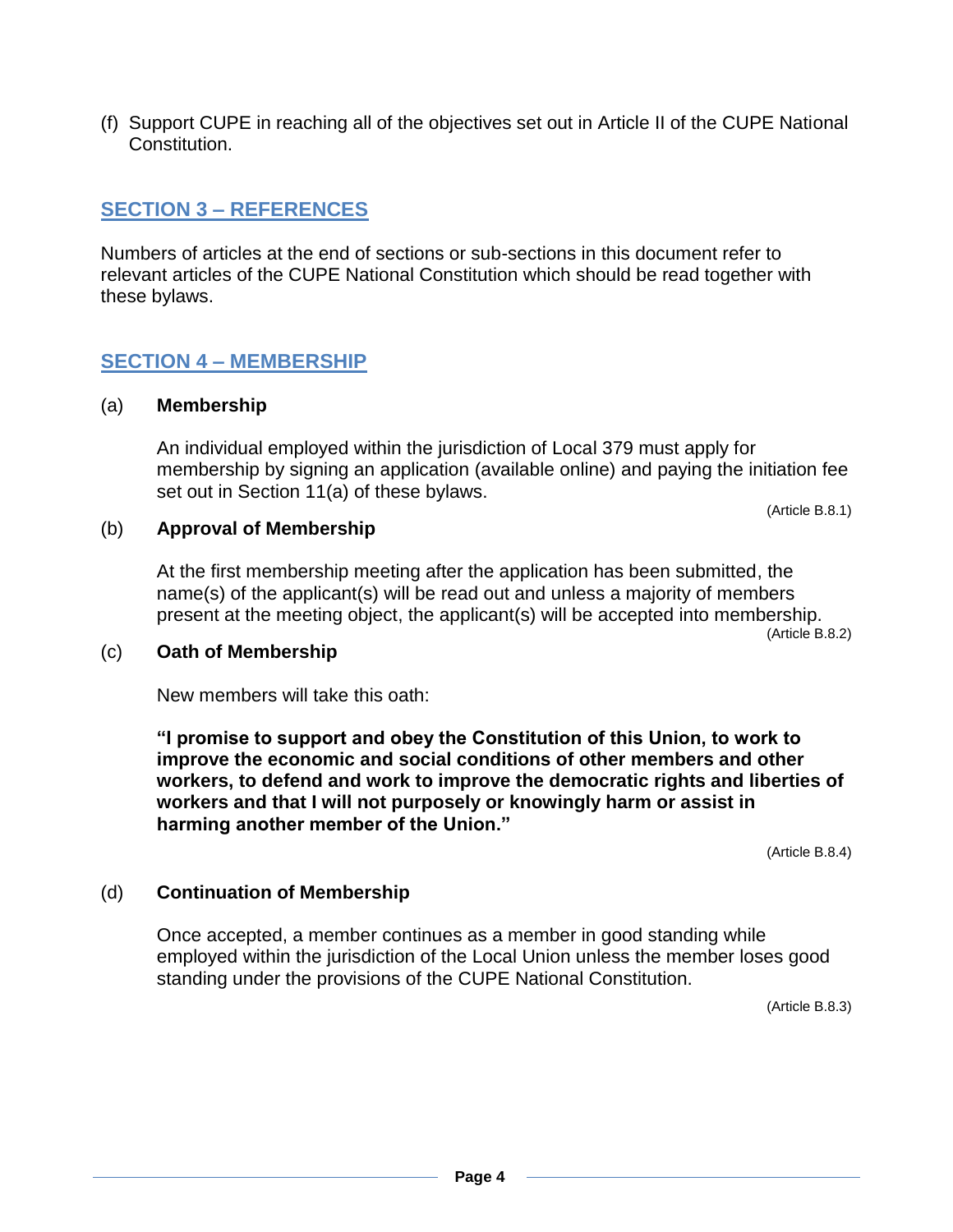(f) Support CUPE in reaching all of the objectives set out in Article II of the CUPE National Constitution.

## SECTION 3 – REFERENCES

Numbers of articles at the end of sections or sub-sections in this document refer to relevant articles of the CUPE National Constitution which should be read together with these bylaws.

## SECTION 4 – MEMBERSHIP

### (a) Membership

An individual employed within the jurisdiction of Local 379 must apply for membership by signing an application (available online) and paying the initiation fee set out in Section 11(a) of these bylaws.

(Article B.8.1)

### (b) Approval of Membership

At the first membership meeting after the application has been submitted, the name(s) of the applicant(s) will be read out and unless a majority of members present at the meeting object, the applicant(s) will be accepted into membership.

(Article B.8.2)

### (c) Oath of Membership

New members will take this oath:

**"I promise to support and obey the Constitution of this Union, to work to improve the economic and social conditions of other members and other workers, to defend and work to improve the democratic rights and liberties of workers and that I will not purposely or knowingly harm or assist in harming another member of the Union."**

(Article B.8.4)

### (d) Continuation of Membership

Once accepted, a member continues as a member in good standing while employed within the jurisdiction of the Local Union unless the member loses good standing under the provisions of the CUPE National Constitution.

(Article B.8.3)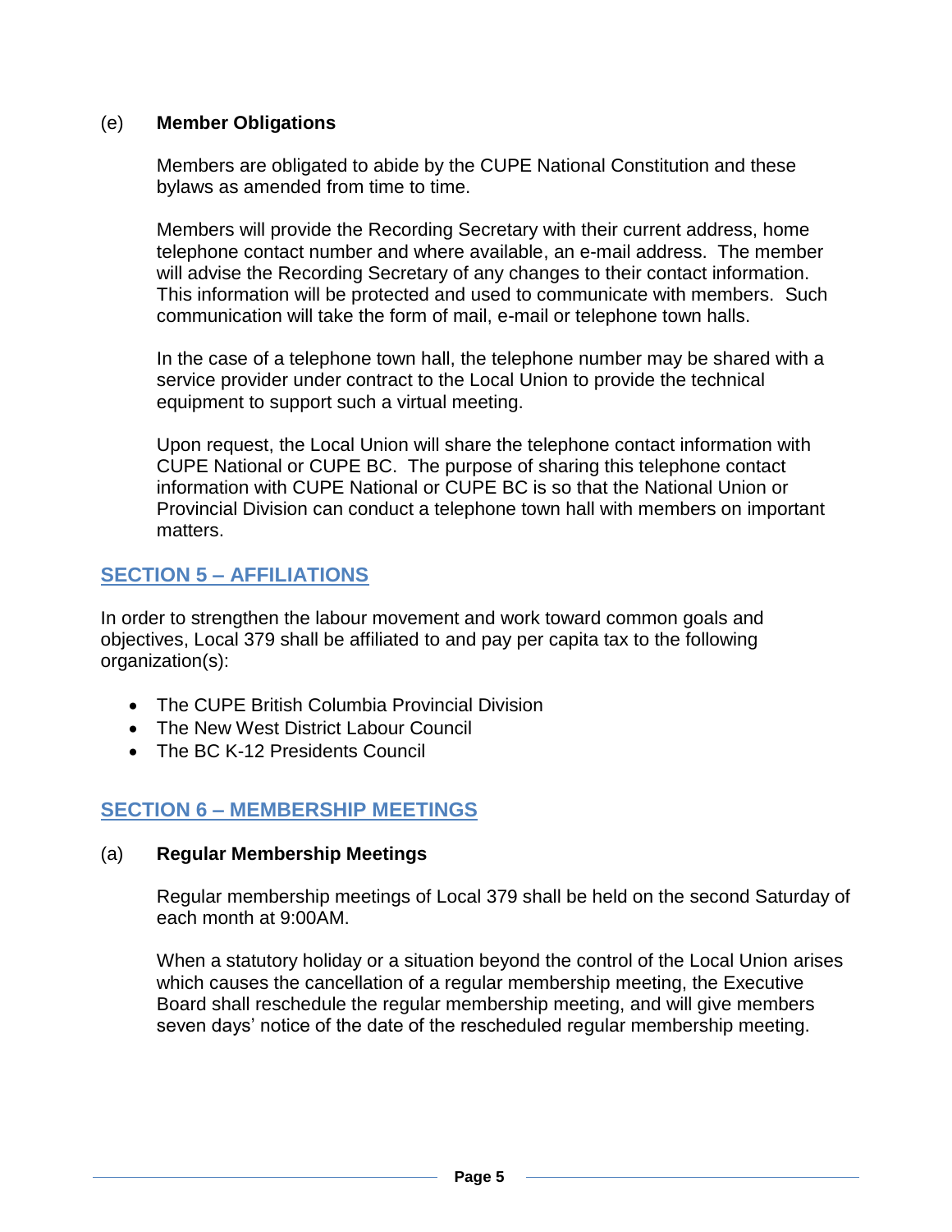(e) **Member Obligations**

Members are obligated to abide by the CUPE National Constitution and these bylaws as amended from time to time.

Members will provide the Recording Secretary with their current address, home telephone contact number and where available, an e-mail address. The member will advise the Recording Secretary of any changes to their contact information. This information will be protected and used to communicate with members. Such communication will take the form of mail, e-mail or telephone town halls.

In the case of a telephone town hall, the telephone number may be shared with a service provider under contract to the Local Union to provide the technical equipment to support such a virtual meeting.

Upon request, the Local Union will share the telephone contact information with CUPE National or CUPE BC. The purpose of sharing this telephone contact information with CUPE National or CUPE BC is so that the National Union or Provincial Division can conduct a telephone town hall with members on important matters.

## SECTION 5 – AFFILIATIONS

In order to strengthen the labour movement and work toward common goals and objectives, Local 379 shall be affiliated to and pay per capita tax to the following organization(s):

- The CUPE British Columbia Provincial Division
- The New West District Labour Council
- The BC K-12 Presidents Council

## SECTION 6 – MEMBERSHIP MEETINGS

(a) **Regular Membership Meetings**

Regular membership meetings of Local 379 shall be held on the second Saturday of each month at 9:00AM.

When a statutory holiday or a situation beyond the control of the Local Union arises which causes the cancellation of a regular membership meeting, the Executive Board shall reschedule the regular membership meeting, and will give members seven days' notice of the date of the rescheduled regular membership meeting.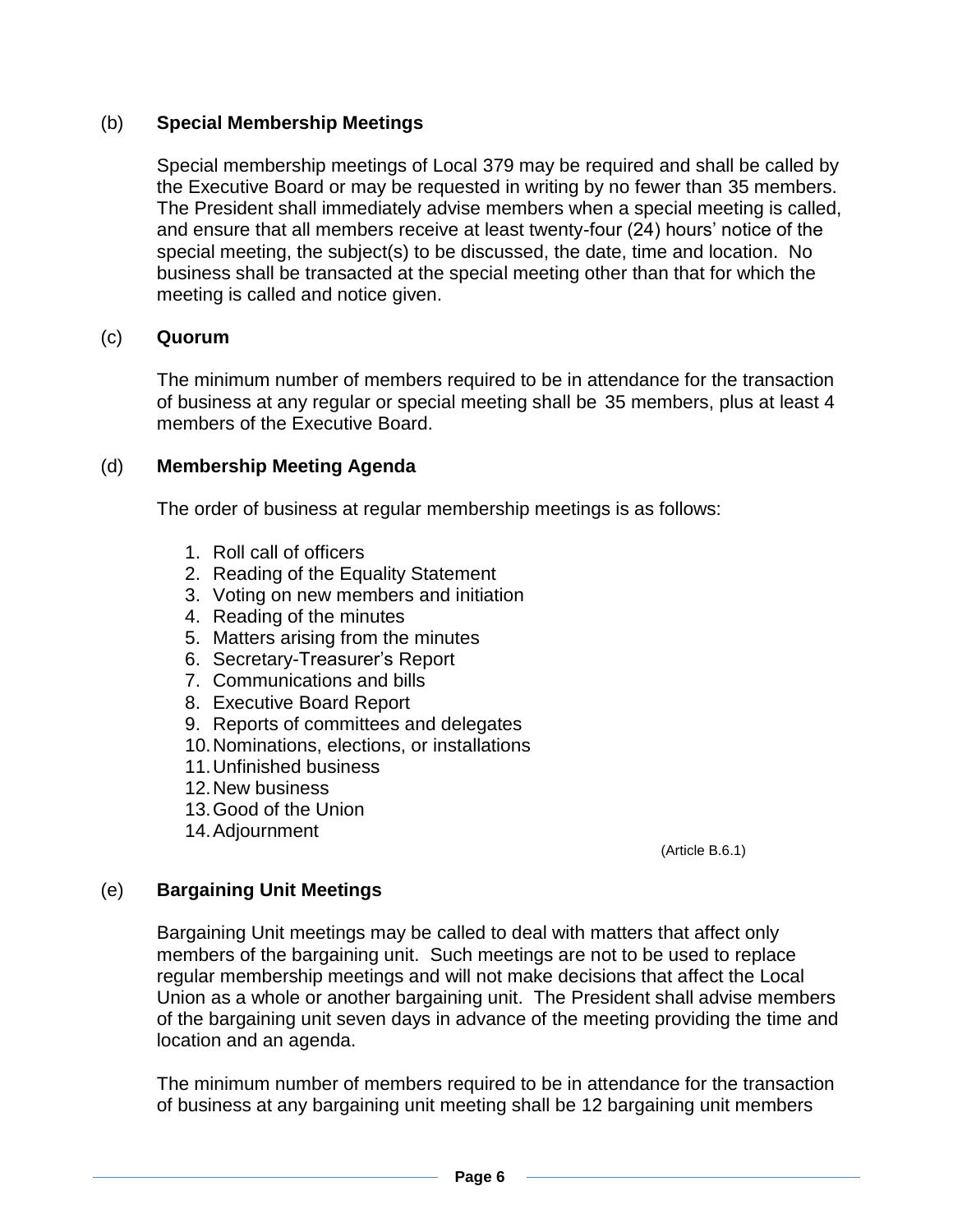(b) **Special Membership Meetings**

Special membership meetings of Local 379 may be required and shall be called by the Executive Board or may be requested in writing by no fewer than 35 members. The President shall immediately advise members when a special meeting is called, and ensure that all members receive at least twenty-four (24) hours' notice of the special meeting, the subject(s) to be discussed, the date, time and location. No business shall be transacted at the special meeting other than that for which the meeting is called and notice given.

(c) **Quorum**

The minimum number of members required to be in attendance for the transaction of business at any regular or special meeting shall be 35 members, plus at least 4 members of the Executive Board.

(d) **Membership Meeting Agenda**

The order of business at regular membership meetings is as follows:

1. Roll call of officers
2. Reading of the Equality Statement
3. Voting on new members and initiation
4. Reading of the minutes
5. Matters arising from the minutes
6. Secretary-Treasurer's Report
7. Communications and bills
8. Executive Board Report
9. Reports of committees and delegates
10. Nominations, elections, or installations
11. Unfinished business
12. New business
13. Good of the Union
14. Adjournment

(Article B.6.1)

(e) **Bargaining Unit Meetings**

Bargaining Unit meetings may be called to deal with matters that affect only members of the bargaining unit. Such meetings are not to be used to replace regular membership meetings and will not make decisions that affect the Local Union as a whole or another bargaining unit. The President shall advise members of the bargaining unit seven days in advance of the meeting providing the time and location and an agenda.

The minimum number of members required to be in attendance for the transaction of business at any bargaining unit meeting shall be 12 bargaining unit members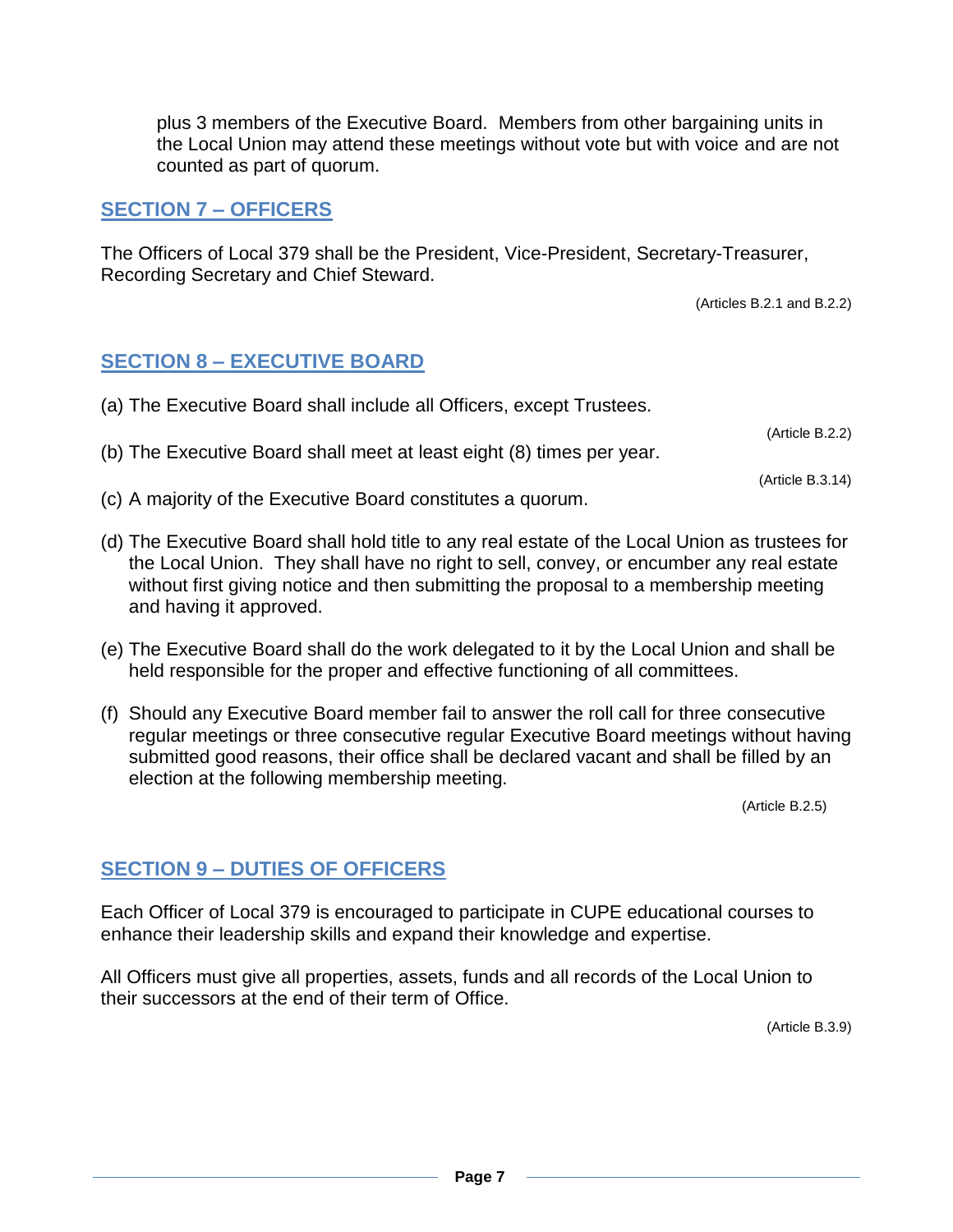plus 3 members of the Executive Board. Members from other bargaining units in the Local Union may attend these meetings without vote but with voice and are not counted as part of quorum.

## SECTION 7 – OFFICERS

The Officers of Local 379 shall be the President, Vice-President, Secretary-Treasurer, Recording Secretary and Chief Steward.

(Articles B.2.1 and B.2.2)

## SECTION 8 – EXECUTIVE BOARD

(a) The Executive Board shall include all Officers, except Trustees.

(Article B.2.2)

(b) The Executive Board shall meet at least eight (8) times per year.

(Article B.3.14)

(c) A majority of the Executive Board constitutes a quorum.

(d) The Executive Board shall hold title to any real estate of the Local Union as trustees for the Local Union. They shall have no right to sell, convey, or encumber any real estate without first giving notice and then submitting the proposal to a membership meeting and having it approved.

(e) The Executive Board shall do the work delegated to it by the Local Union and shall be held responsible for the proper and effective functioning of all committees.

(f) Should any Executive Board member fail to answer the roll call for three consecutive regular meetings or three consecutive regular Executive Board meetings without having submitted good reasons, their office shall be declared vacant and shall be filled by an election at the following membership meeting.

(Article B.2.5)

## SECTION 9 – DUTIES OF OFFICERS

Each Officer of Local 379 is encouraged to participate in CUPE educational courses to enhance their leadership skills and expand their knowledge and expertise.

All Officers must give all properties, assets, funds and all records of the Local Union to their successors at the end of their term of Office.

(Article B.3.9)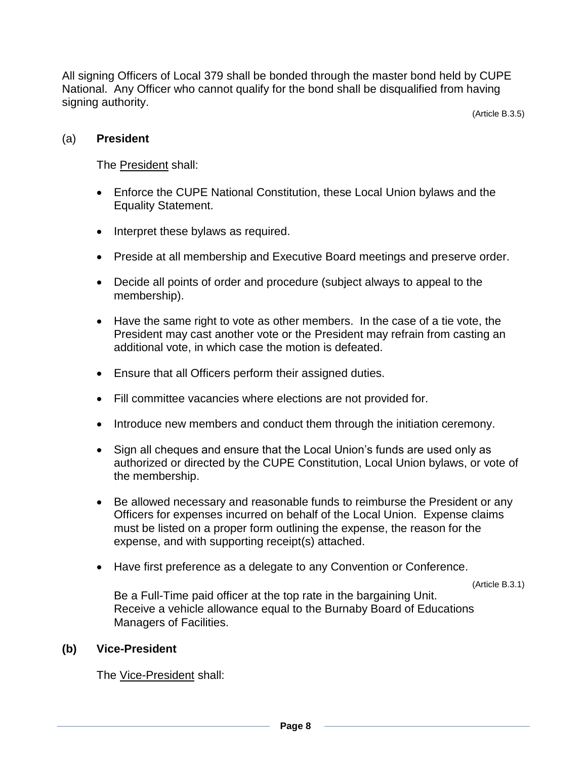All signing Officers of Local 379 shall be bonded through the master bond held by CUPE National. Any Officer who cannot qualify for the bond shall be disqualified from having signing authority.

(Article B.3.5)

(a) **President**

The <u>President</u> shall:

- Enforce the CUPE National Constitution, these Local Union bylaws and the Equality Statement.
- Interpret these bylaws as required.
- Preside at all membership and Executive Board meetings and preserve order.
- Decide all points of order and procedure (subject always to appeal to the membership).
- Have the same right to vote as other members. In the case of a tie vote, the President may cast another vote or the President may refrain from casting an additional vote, in which case the motion is defeated.
- Ensure that all Officers perform their assigned duties.
- Fill committee vacancies where elections are not provided for.
- Introduce new members and conduct them through the initiation ceremony.
- Sign all cheques and ensure that the Local Union's funds are used only as authorized or directed by the CUPE Constitution, Local Union bylaws, or vote of the membership.
- Be allowed necessary and reasonable funds to reimburse the President or any Officers for expenses incurred on behalf of the Local Union. Expense claims must be listed on a proper form outlining the expense, the reason for the expense, and with supporting receipt(s) attached.
- Have first preference as a delegate to any Convention or Conference.

(Article B.3.1)

Be a Full-Time paid officer at the top rate in the bargaining Unit.
Receive a vehicle allowance equal to the Burnaby Board of Educations Managers of Facilities.

**(b) Vice-President**

The <u>Vice-President</u> shall: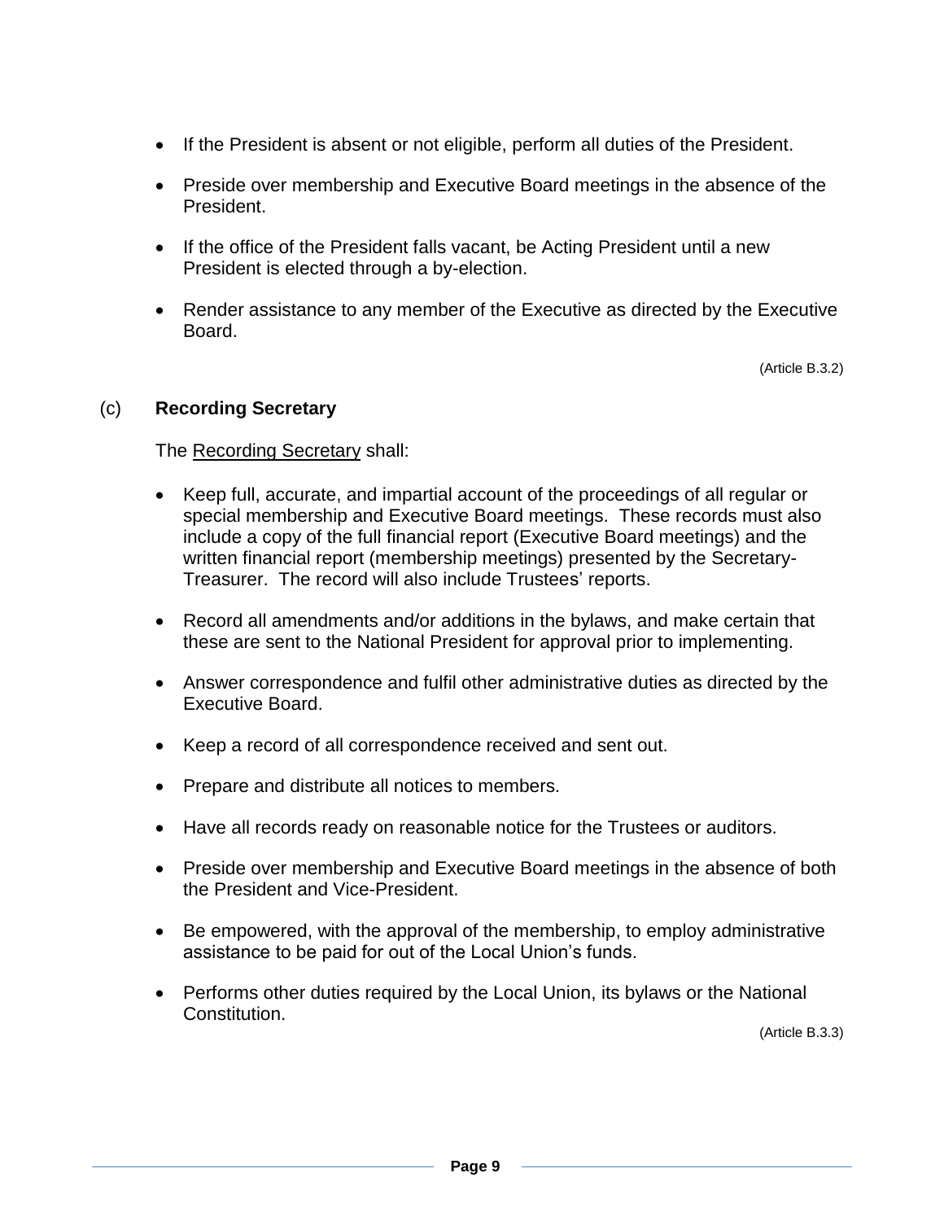- If the President is absent or not eligible, perform all duties of the President.
- Preside over membership and Executive Board meetings in the absence of the President.
- If the office of the President falls vacant, be Acting President until a new President is elected through a by-election.
- Render assistance to any member of the Executive as directed by the Executive Board.

(Article B.3.2)

(c) **Recording Secretary**

The Recording Secretary shall:

- Keep full, accurate, and impartial account of the proceedings of all regular or special membership and Executive Board meetings. These records must also include a copy of the full financial report (Executive Board meetings) and the written financial report (membership meetings) presented by the Secretary-Treasurer. The record will also include Trustees' reports.
- Record all amendments and/or additions in the bylaws, and make certain that these are sent to the National President for approval prior to implementing.
- Answer correspondence and fulfil other administrative duties as directed by the Executive Board.
- Keep a record of all correspondence received and sent out.
- Prepare and distribute all notices to members.
- Have all records ready on reasonable notice for the Trustees or auditors.
- Preside over membership and Executive Board meetings in the absence of both the President and Vice-President.
- Be empowered, with the approval of the membership, to employ administrative assistance to be paid for out of the Local Union's funds.
- Performs other duties required by the Local Union, its bylaws or the National Constitution.

(Article B.3.3)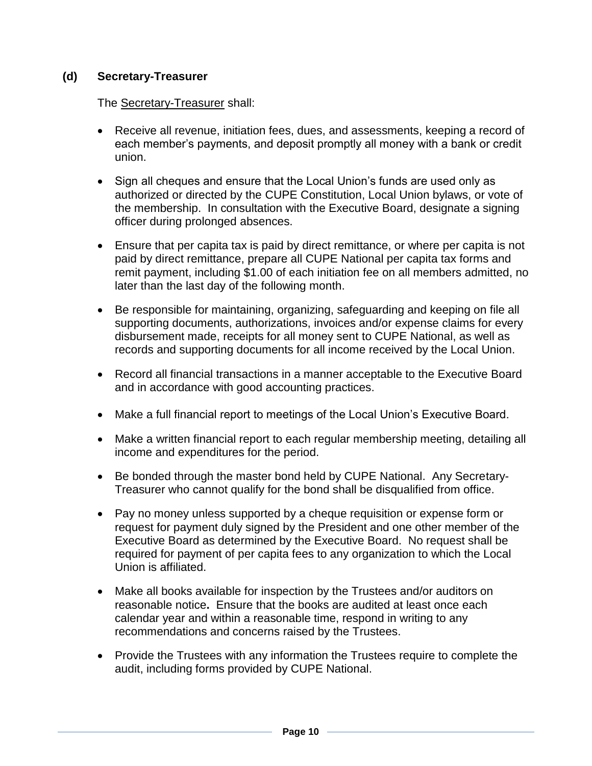**(d) Secretary-Treasurer**

The Secretary-Treasurer shall:

- Receive all revenue, initiation fees, dues, and assessments, keeping a record of each member's payments, and deposit promptly all money with a bank or credit union.
- Sign all cheques and ensure that the Local Union's funds are used only as authorized or directed by the CUPE Constitution, Local Union bylaws, or vote of the membership. In consultation with the Executive Board, designate a signing officer during prolonged absences.
- Ensure that per capita tax is paid by direct remittance, or where per capita is not paid by direct remittance, prepare all CUPE National per capita tax forms and remit payment, including $1.00 of each initiation fee on all members admitted, no later than the last day of the following month.
- Be responsible for maintaining, organizing, safeguarding and keeping on file all supporting documents, authorizations, invoices and/or expense claims for every disbursement made, receipts for all money sent to CUPE National, as well as records and supporting documents for all income received by the Local Union.
- Record all financial transactions in a manner acceptable to the Executive Board and in accordance with good accounting practices.
- Make a full financial report to meetings of the Local Union's Executive Board.
- Make a written financial report to each regular membership meeting, detailing all income and expenditures for the period.
- Be bonded through the master bond held by CUPE National. Any Secretary-Treasurer who cannot qualify for the bond shall be disqualified from office.
- Pay no money unless supported by a cheque requisition or expense form or request for payment duly signed by the President and one other member of the Executive Board as determined by the Executive Board. No request shall be required for payment of per capita fees to any organization to which the Local Union is affiliated.
- Make all books available for inspection by the Trustees and/or auditors on reasonable notice**.** Ensure that the books are audited at least once each calendar year and within a reasonable time, respond in writing to any recommendations and concerns raised by the Trustees.
- Provide the Trustees with any information the Trustees require to complete the audit, including forms provided by CUPE National.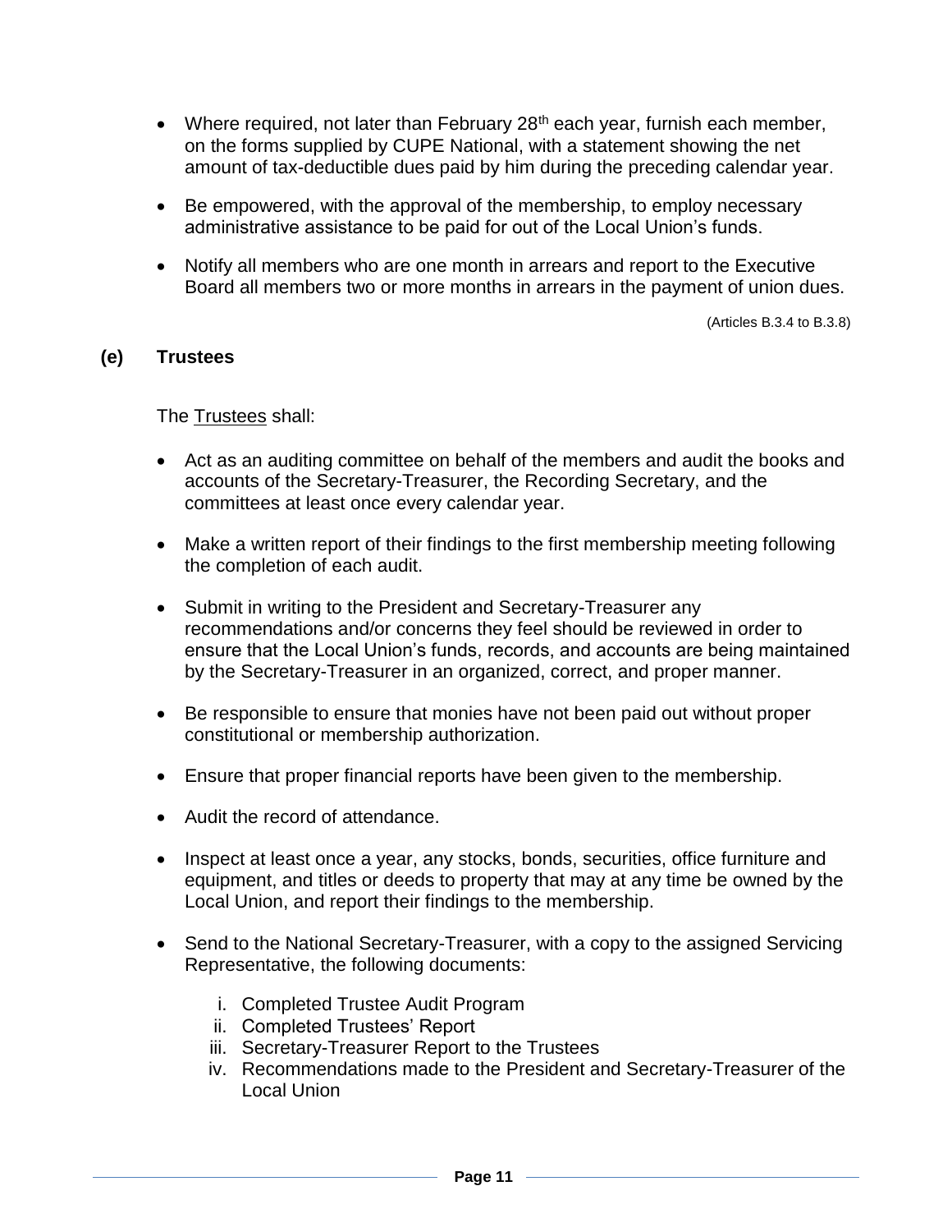- Where required, not later than February 28th each year, furnish each member, on the forms supplied by CUPE National, with a statement showing the net amount of tax-deductible dues paid by him during the preceding calendar year.

- Be empowered, with the approval of the membership, to employ necessary administrative assistance to be paid for out of the Local Union's funds.

- Notify all members who are one month in arrears and report to the Executive Board all members two or more months in arrears in the payment of union dues.

(Articles B.3.4 to B.3.8)

**(e) Trustees**

The Trustees shall:

- Act as an auditing committee on behalf of the members and audit the books and accounts of the Secretary-Treasurer, the Recording Secretary, and the committees at least once every calendar year.

- Make a written report of their findings to the first membership meeting following the completion of each audit.

- Submit in writing to the President and Secretary-Treasurer any recommendations and/or concerns they feel should be reviewed in order to ensure that the Local Union's funds, records, and accounts are being maintained by the Secretary-Treasurer in an organized, correct, and proper manner.

- Be responsible to ensure that monies have not been paid out without proper constitutional or membership authorization.

- Ensure that proper financial reports have been given to the membership.

- Audit the record of attendance.

- Inspect at least once a year, any stocks, bonds, securities, office furniture and equipment, and titles or deeds to property that may at any time be owned by the Local Union, and report their findings to the membership.

- Send to the National Secretary-Treasurer, with a copy to the assigned Servicing Representative, the following documents:

  i. Completed Trustee Audit Program
  ii. Completed Trustees' Report
  iii. Secretary-Treasurer Report to the Trustees
  iv. Recommendations made to the President and Secretary-Treasurer of the Local Union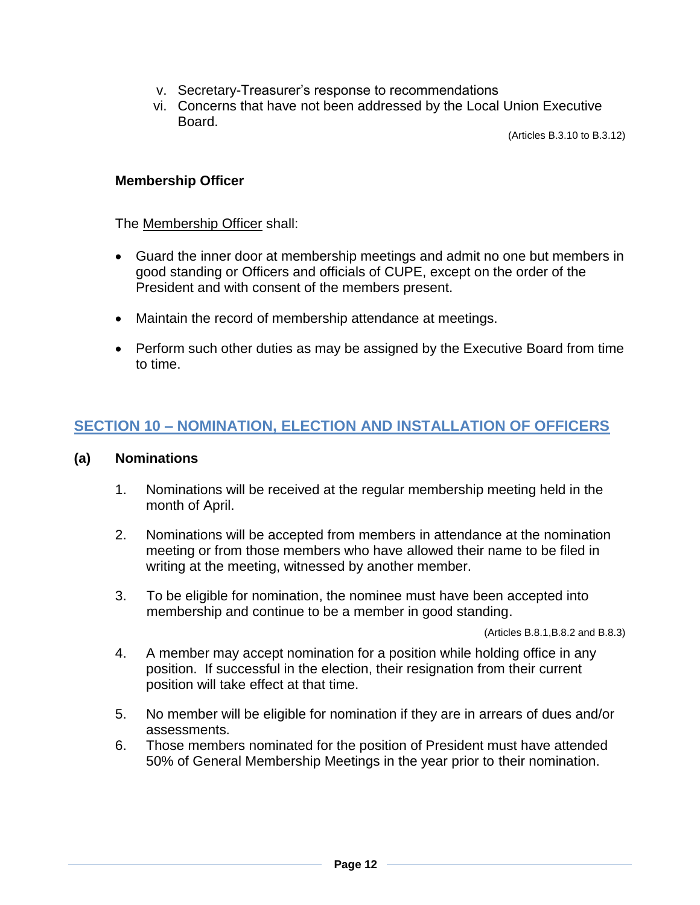v. Secretary-Treasurer's response to recommendations
vi. Concerns that have not been addressed by the Local Union Executive Board.

(Articles B.3.10 to B.3.12)

**Membership Officer**

The Membership Officer shall:

- Guard the inner door at membership meetings and admit no one but members in good standing or Officers and officials of CUPE, except on the order of the President and with consent of the members present.
- Maintain the record of membership attendance at meetings.
- Perform such other duties as may be assigned by the Executive Board from time to time.

## SECTION 10 – NOMINATION, ELECTION AND INSTALLATION OF OFFICERS

### (a) Nominations

1. Nominations will be received at the regular membership meeting held in the month of April.
2. Nominations will be accepted from members in attendance at the nomination meeting or from those members who have allowed their name to be filed in writing at the meeting, witnessed by another member.
3. To be eligible for nomination, the nominee must have been accepted into membership and continue to be a member in good standing.

(Articles B.8.1,B.8.2 and B.8.3)

4. A member may accept nomination for a position while holding office in any position. If successful in the election, their resignation from their current position will take effect at that time.
5. No member will be eligible for nomination if they are in arrears of dues and/or assessments.
6. Those members nominated for the position of President must have attended 50% of General Membership Meetings in the year prior to their nomination.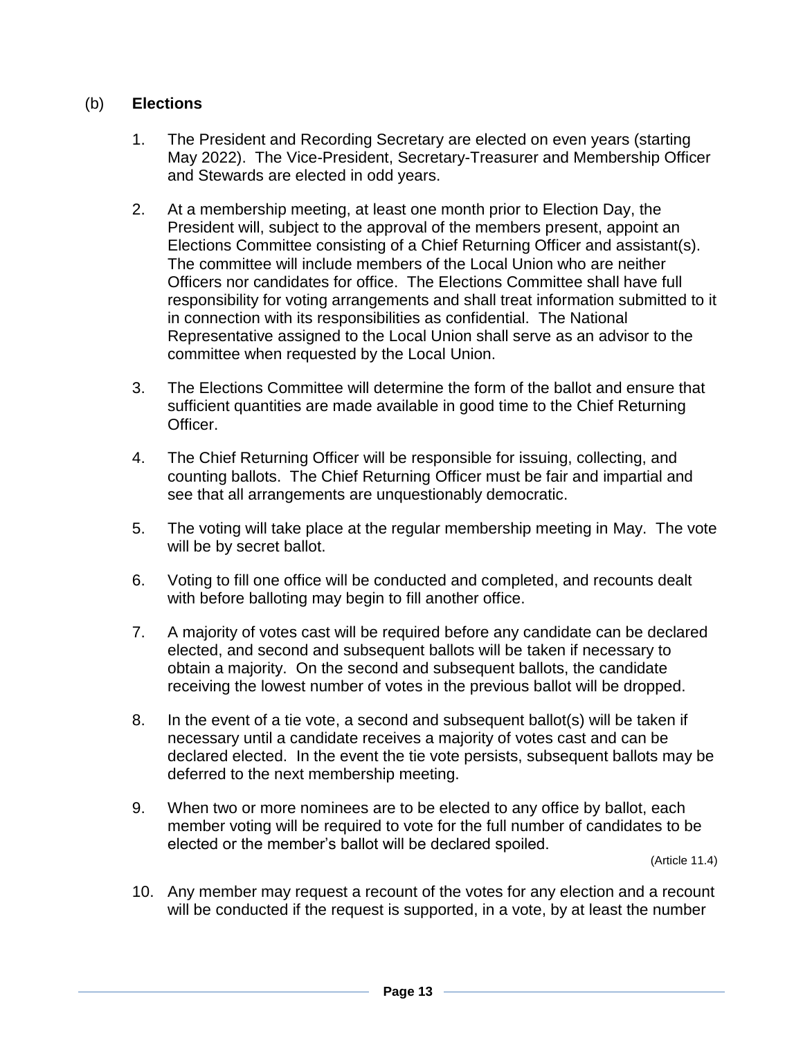### (b) **Elections**

1. The President and Recording Secretary are elected on even years (starting May 2022). The Vice-President, Secretary-Treasurer and Membership Officer and Stewards are elected in odd years.

2. At a membership meeting, at least one month prior to Election Day, the President will, subject to the approval of the members present, appoint an Elections Committee consisting of a Chief Returning Officer and assistant(s). The committee will include members of the Local Union who are neither Officers nor candidates for office. The Elections Committee shall have full responsibility for voting arrangements and shall treat information submitted to it in connection with its responsibilities as confidential. The National Representative assigned to the Local Union shall serve as an advisor to the committee when requested by the Local Union.

3. The Elections Committee will determine the form of the ballot and ensure that sufficient quantities are made available in good time to the Chief Returning Officer.

4. The Chief Returning Officer will be responsible for issuing, collecting, and counting ballots. The Chief Returning Officer must be fair and impartial and see that all arrangements are unquestionably democratic.

5. The voting will take place at the regular membership meeting in May. The vote will be by secret ballot.

6. Voting to fill one office will be conducted and completed, and recounts dealt with before balloting may begin to fill another office.

7. A majority of votes cast will be required before any candidate can be declared elected, and second and subsequent ballots will be taken if necessary to obtain a majority. On the second and subsequent ballots, the candidate receiving the lowest number of votes in the previous ballot will be dropped.

8. In the event of a tie vote, a second and subsequent ballot(s) will be taken if necessary until a candidate receives a majority of votes cast and can be declared elected. In the event the tie vote persists, subsequent ballots may be deferred to the next membership meeting.

9. When two or more nominees are to be elected to any office by ballot, each member voting will be required to vote for the full number of candidates to be elected or the member's ballot will be declared spoiled.

   (Article 11.4)

10. Any member may request a recount of the votes for any election and a recount will be conducted if the request is supported, in a vote, by at least the number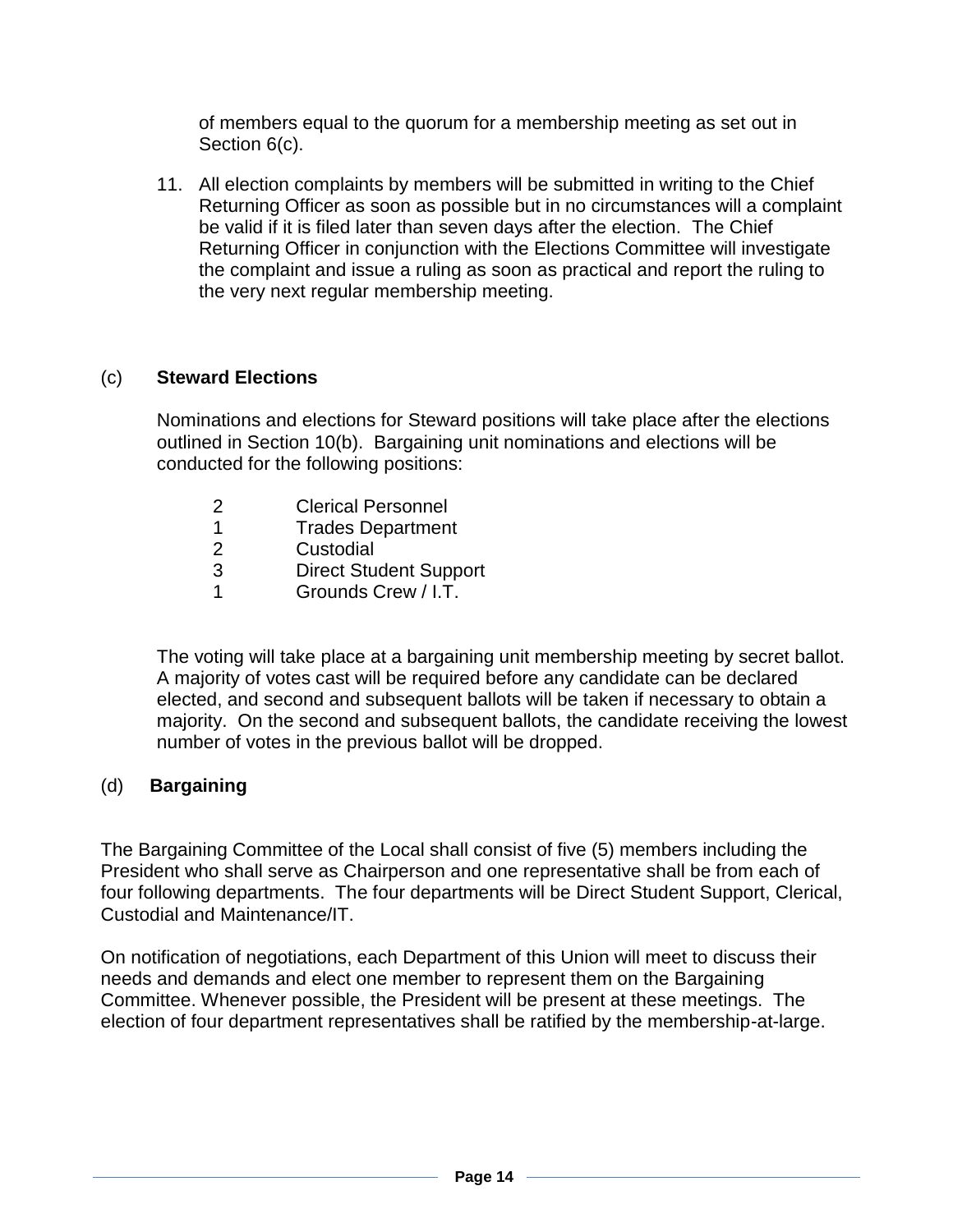of members equal to the quorum for a membership meeting as set out in Section 6(c).

11. All election complaints by members will be submitted in writing to the Chief Returning Officer as soon as possible but in no circumstances will a complaint be valid if it is filed later than seven days after the election. The Chief Returning Officer in conjunction with the Elections Committee will investigate the complaint and issue a ruling as soon as practical and report the ruling to the very next regular membership meeting.

(c) **Steward Elections**

Nominations and elections for Steward positions will take place after the elections outlined in Section 10(b). Bargaining unit nominations and elections will be conducted for the following positions:

| | |
|---|---|
| 2 | Clerical Personnel |
| 1 | Trades Department |
| 2 | Custodial |
| 3 | Direct Student Support |
| 1 | Grounds Crew / I.T. |

The voting will take place at a bargaining unit membership meeting by secret ballot. A majority of votes cast will be required before any candidate can be declared elected, and second and subsequent ballots will be taken if necessary to obtain a majority. On the second and subsequent ballots, the candidate receiving the lowest number of votes in the previous ballot will be dropped.

(d) **Bargaining**

The Bargaining Committee of the Local shall consist of five (5) members including the President who shall serve as Chairperson and one representative shall be from each of four following departments. The four departments will be Direct Student Support, Clerical, Custodial and Maintenance/IT.

On notification of negotiations, each Department of this Union will meet to discuss their needs and demands and elect one member to represent them on the Bargaining Committee. Whenever possible, the President will be present at these meetings. The election of four department representatives shall be ratified by the membership-at-large.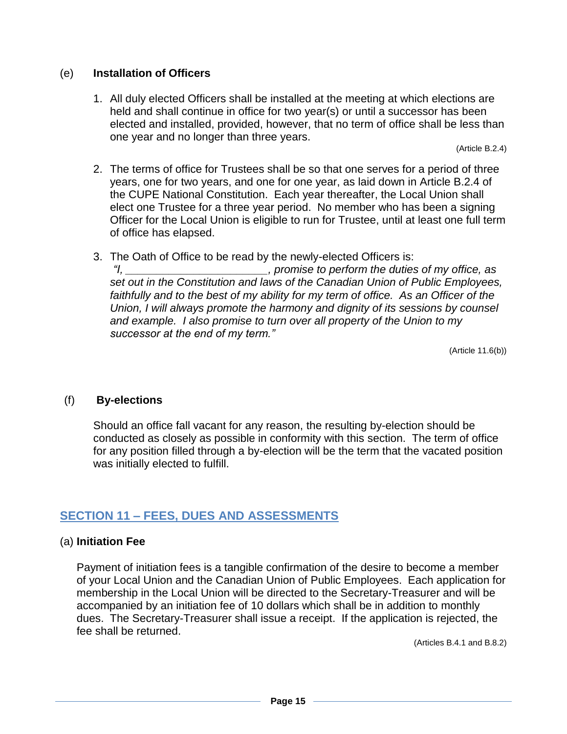### (e) Installation of Officers

1. All duly elected Officers shall be installed at the meeting at which elections are held and shall continue in office for two year(s) or until a successor has been elected and installed, provided, however, that no term of office shall be less than one year and no longer than three years.

(Article B.2.4)

2. The terms of office for Trustees shall be so that one serves for a period of three years, one for two years, and one for one year, as laid down in Article B.2.4 of the CUPE National Constitution. Each year thereafter, the Local Union shall elect one Trustee for a three year period. No member who has been a signing Officer for the Local Union is eligible to run for Trustee, until at least one full term of office has elapsed.

3. The Oath of Office to be read by the newly-elected Officers is:
*"I, _______________________, promise to perform the duties of my office, as set out in the Constitution and laws of the Canadian Union of Public Employees, faithfully and to the best of my ability for my term of office. As an Officer of the Union, I will always promote the harmony and dignity of its sessions by counsel and example. I also promise to turn over all property of the Union to my successor at the end of my term."*

(Article 11.6(b))

### (f) By-elections

Should an office fall vacant for any reason, the resulting by-election should be conducted as closely as possible in conformity with this section. The term of office for any position filled through a by-election will be the term that the vacated position was initially elected to fulfill.

## SECTION 11 – FEES, DUES AND ASSESSMENTS

### (a) Initiation Fee

Payment of initiation fees is a tangible confirmation of the desire to become a member of your Local Union and the Canadian Union of Public Employees. Each application for membership in the Local Union will be directed to the Secretary-Treasurer and will be accompanied by an initiation fee of 10 dollars which shall be in addition to monthly dues. The Secretary-Treasurer shall issue a receipt. If the application is rejected, the fee shall be returned.

(Articles B.4.1 and B.8.2)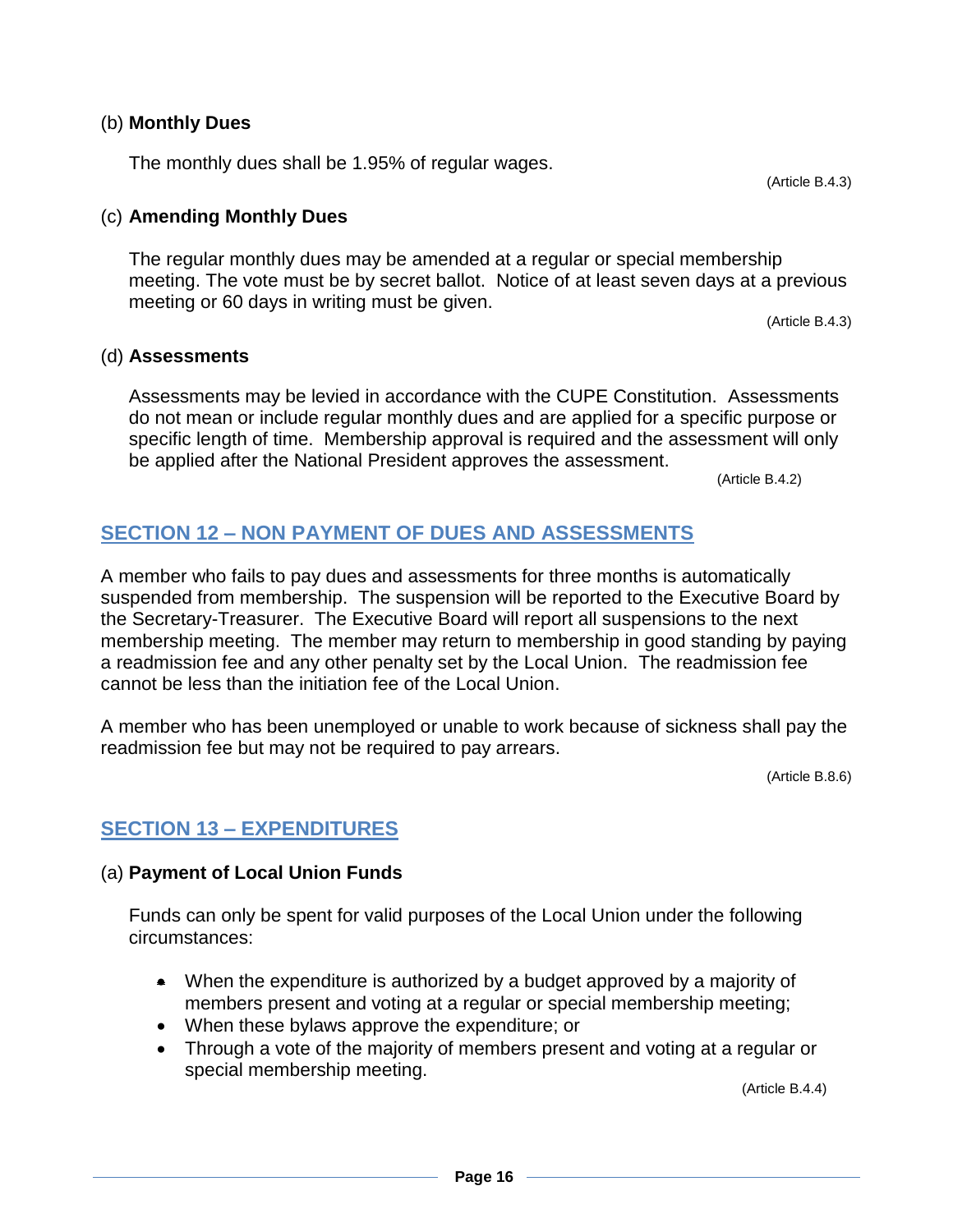(b) **Monthly Dues**

The monthly dues shall be 1.95% of regular wages.

(Article B.4.3)

(c) **Amending Monthly Dues**

The regular monthly dues may be amended at a regular or special membership meeting. The vote must be by secret ballot. Notice of at least seven days at a previous meeting or 60 days in writing must be given.

(Article B.4.3)

(d) **Assessments**

Assessments may be levied in accordance with the CUPE Constitution. Assessments do not mean or include regular monthly dues and are applied for a specific purpose or specific length of time. Membership approval is required and the assessment will only be applied after the National President approves the assessment.

(Article B.4.2)

## SECTION 12 – NON PAYMENT OF DUES AND ASSESSMENTS

A member who fails to pay dues and assessments for three months is automatically suspended from membership. The suspension will be reported to the Executive Board by the Secretary-Treasurer. The Executive Board will report all suspensions to the next membership meeting. The member may return to membership in good standing by paying a readmission fee and any other penalty set by the Local Union. The readmission fee cannot be less than the initiation fee of the Local Union.

A member who has been unemployed or unable to work because of sickness shall pay the readmission fee but may not be required to pay arrears.

(Article B.8.6)

## SECTION 13 – EXPENDITURES

(a) **Payment of Local Union Funds**

Funds can only be spent for valid purposes of the Local Union under the following circumstances:

- When the expenditure is authorized by a budget approved by a majority of members present and voting at a regular or special membership meeting;
- When these bylaws approve the expenditure; or
- Through a vote of the majority of members present and voting at a regular or special membership meeting.

(Article B.4.4)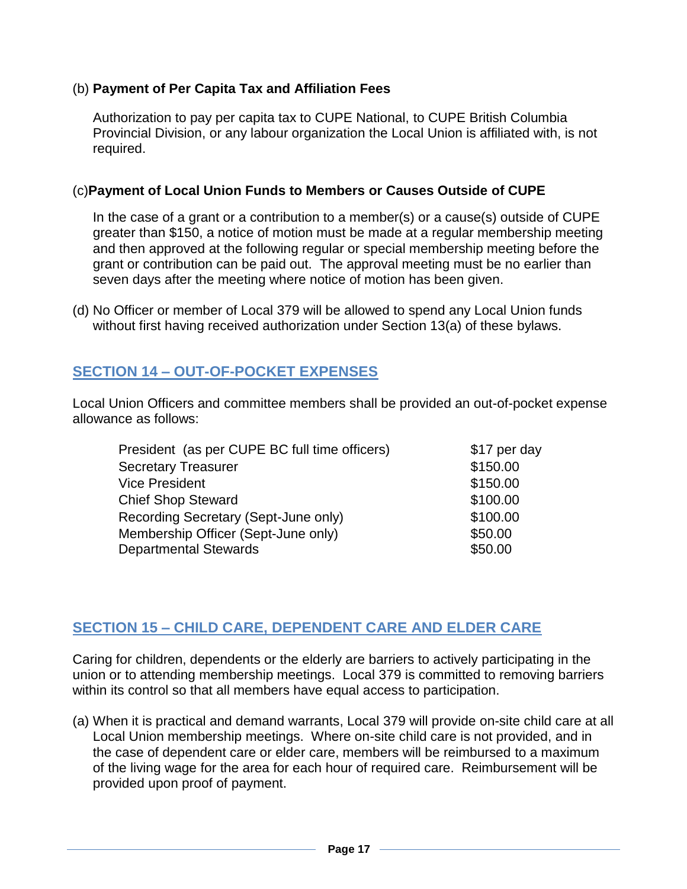(b) **Payment of Per Capita Tax and Affiliation Fees**

Authorization to pay per capita tax to CUPE National, to CUPE British Columbia Provincial Division, or any labour organization the Local Union is affiliated with, is not required.

(c)**Payment of Local Union Funds to Members or Causes Outside of CUPE**

In the case of a grant or a contribution to a member(s) or a cause(s) outside of CUPE greater than $150, a notice of motion must be made at a regular membership meeting and then approved at the following regular or special membership meeting before the grant or contribution can be paid out. The approval meeting must be no earlier than seven days after the meeting where notice of motion has been given.

(d) No Officer or member of Local 379 will be allowed to spend any Local Union funds without first having received authorization under Section 13(a) of these bylaws.

## SECTION 14 – OUT-OF-POCKET EXPENSES

Local Union Officers and committee members shall be provided an out-of-pocket expense allowance as follows:

| | |
|---|---|
| President (as per CUPE BC full time officers) | $17 per day |
| Secretary Treasurer | $150.00 |
| Vice President | $150.00 |
| Chief Shop Steward | $100.00 |
| Recording Secretary (Sept-June only) | $100.00 |
| Membership Officer (Sept-June only) | $50.00 |
| Departmental Stewards | $50.00 |

## SECTION 15 – CHILD CARE, DEPENDENT CARE AND ELDER CARE

Caring for children, dependents or the elderly are barriers to actively participating in the union or to attending membership meetings. Local 379 is committed to removing barriers within its control so that all members have equal access to participation.

(a) When it is practical and demand warrants, Local 379 will provide on-site child care at all Local Union membership meetings. Where on-site child care is not provided, and in the case of dependent care or elder care, members will be reimbursed to a maximum of the living wage for the area for each hour of required care. Reimbursement will be provided upon proof of payment.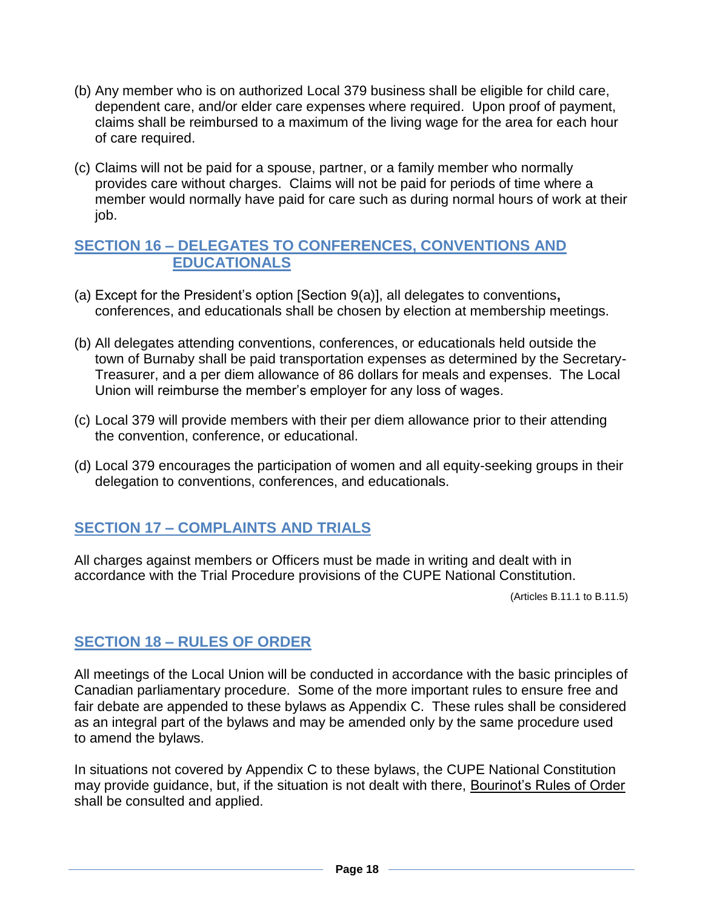(b) Any member who is on authorized Local 379 business shall be eligible for child care, dependent care, and/or elder care expenses where required. Upon proof of payment, claims shall be reimbursed to a maximum of the living wage for the area for each hour of care required.

(c) Claims will not be paid for a spouse, partner, or a family member who normally provides care without charges. Claims will not be paid for periods of time where a member would normally have paid for care such as during normal hours of work at their job.

## SECTION 16 – DELEGATES TO CONFERENCES, CONVENTIONS AND EDUCATIONALS

(a) Except for the President's option [Section 9(a)], all delegates to conventions**,** conferences, and educationals shall be chosen by election at membership meetings.

(b) All delegates attending conventions, conferences, or educationals held outside the town of Burnaby shall be paid transportation expenses as determined by the Secretary-Treasurer, and a per diem allowance of 86 dollars for meals and expenses. The Local Union will reimburse the member's employer for any loss of wages.

(c) Local 379 will provide members with their per diem allowance prior to their attending the convention, conference, or educational.

(d) Local 379 encourages the participation of women and all equity-seeking groups in their delegation to conventions, conferences, and educationals.

## SECTION 17 – COMPLAINTS AND TRIALS

All charges against members or Officers must be made in writing and dealt with in accordance with the Trial Procedure provisions of the CUPE National Constitution.

(Articles B.11.1 to B.11.5)

## SECTION 18 – RULES OF ORDER

All meetings of the Local Union will be conducted in accordance with the basic principles of Canadian parliamentary procedure. Some of the more important rules to ensure free and fair debate are appended to these bylaws as Appendix C. These rules shall be considered as an integral part of the bylaws and may be amended only by the same procedure used to amend the bylaws.

In situations not covered by Appendix C to these bylaws, the CUPE National Constitution may provide guidance, but, if the situation is not dealt with there, Bourinot's Rules of Order shall be consulted and applied.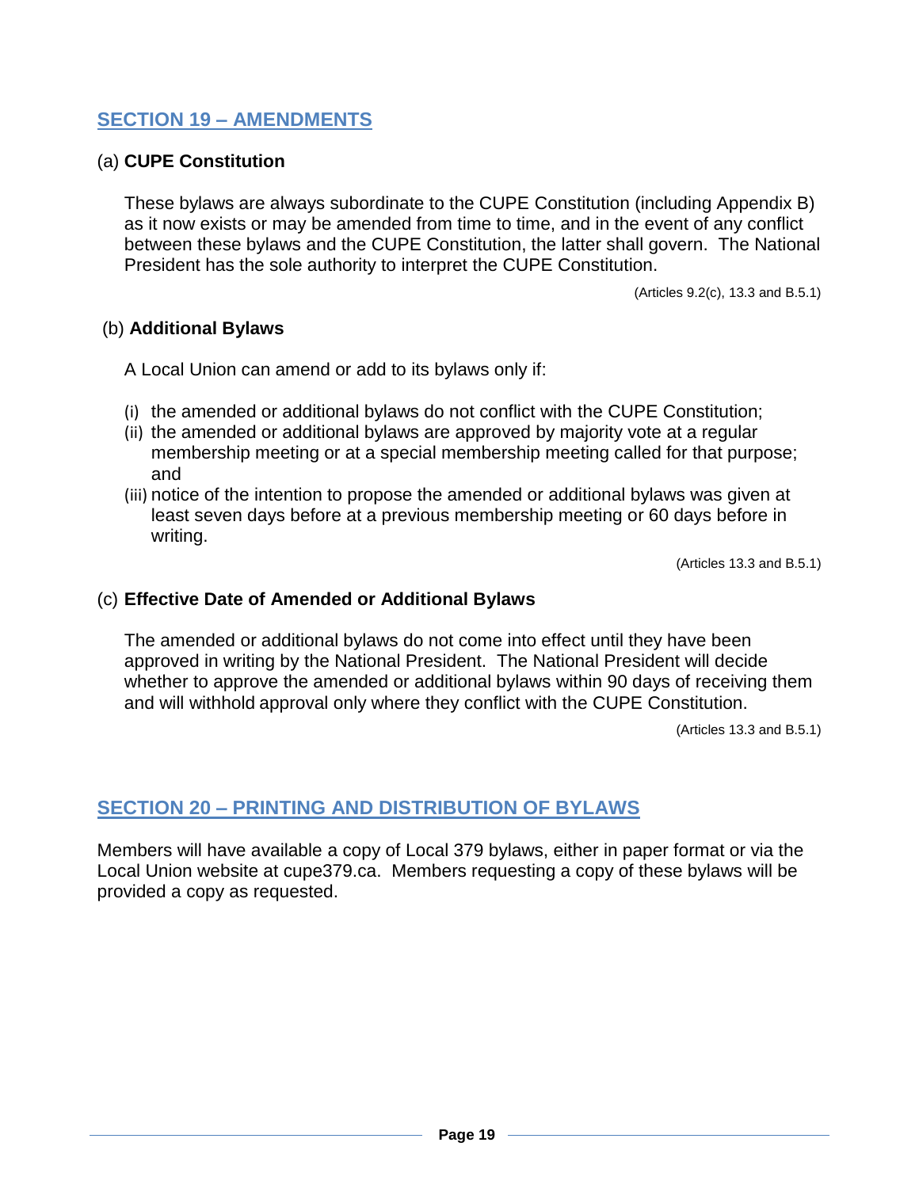## SECTION 19 – AMENDMENTS

(a) **CUPE Constitution**

These bylaws are always subordinate to the CUPE Constitution (including Appendix B) as it now exists or may be amended from time to time, and in the event of any conflict between these bylaws and the CUPE Constitution, the latter shall govern. The National President has the sole authority to interpret the CUPE Constitution.

(Articles 9.2(c), 13.3 and B.5.1)

(b) **Additional Bylaws**

A Local Union can amend or add to its bylaws only if:

(i) the amended or additional bylaws do not conflict with the CUPE Constitution;
(ii) the amended or additional bylaws are approved by majority vote at a regular membership meeting or at a special membership meeting called for that purpose; and
(iii) notice of the intention to propose the amended or additional bylaws was given at least seven days before at a previous membership meeting or 60 days before in writing.

(Articles 13.3 and B.5.1)

(c) **Effective Date of Amended or Additional Bylaws**

The amended or additional bylaws do not come into effect until they have been approved in writing by the National President. The National President will decide whether to approve the amended or additional bylaws within 90 days of receiving them and will withhold approval only where they conflict with the CUPE Constitution.

(Articles 13.3 and B.5.1)

## SECTION 20 – PRINTING AND DISTRIBUTION OF BYLAWS

Members will have available a copy of Local 379 bylaws, either in paper format or via the Local Union website at cupe379.ca. Members requesting a copy of these bylaws will be provided a copy as requested.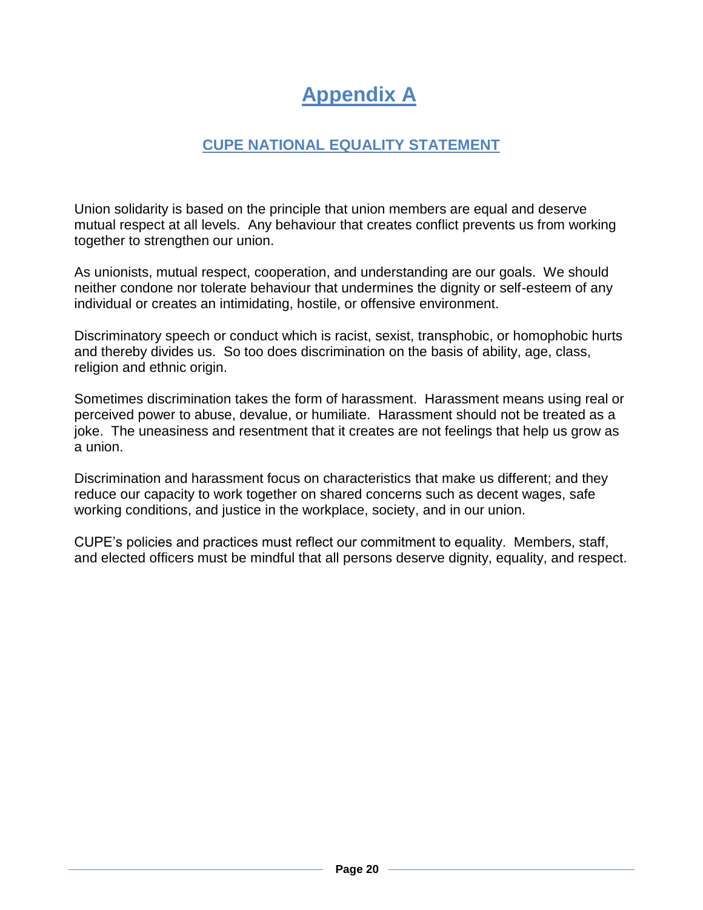# Appendix A

## CUPE NATIONAL EQUALITY STATEMENT

Union solidarity is based on the principle that union members are equal and deserve mutual respect at all levels. Any behaviour that creates conflict prevents us from working together to strengthen our union.

As unionists, mutual respect, cooperation, and understanding are our goals. We should neither condone nor tolerate behaviour that undermines the dignity or self-esteem of any individual or creates an intimidating, hostile, or offensive environment.

Discriminatory speech or conduct which is racist, sexist, transphobic, or homophobic hurts and thereby divides us. So too does discrimination on the basis of ability, age, class, religion and ethnic origin.

Sometimes discrimination takes the form of harassment. Harassment means using real or perceived power to abuse, devalue, or humiliate. Harassment should not be treated as a joke. The uneasiness and resentment that it creates are not feelings that help us grow as a union.

Discrimination and harassment focus on characteristics that make us different; and they reduce our capacity to work together on shared concerns such as decent wages, safe working conditions, and justice in the workplace, society, and in our union.

CUPE's policies and practices must reflect our commitment to equality. Members, staff, and elected officers must be mindful that all persons deserve dignity, equality, and respect.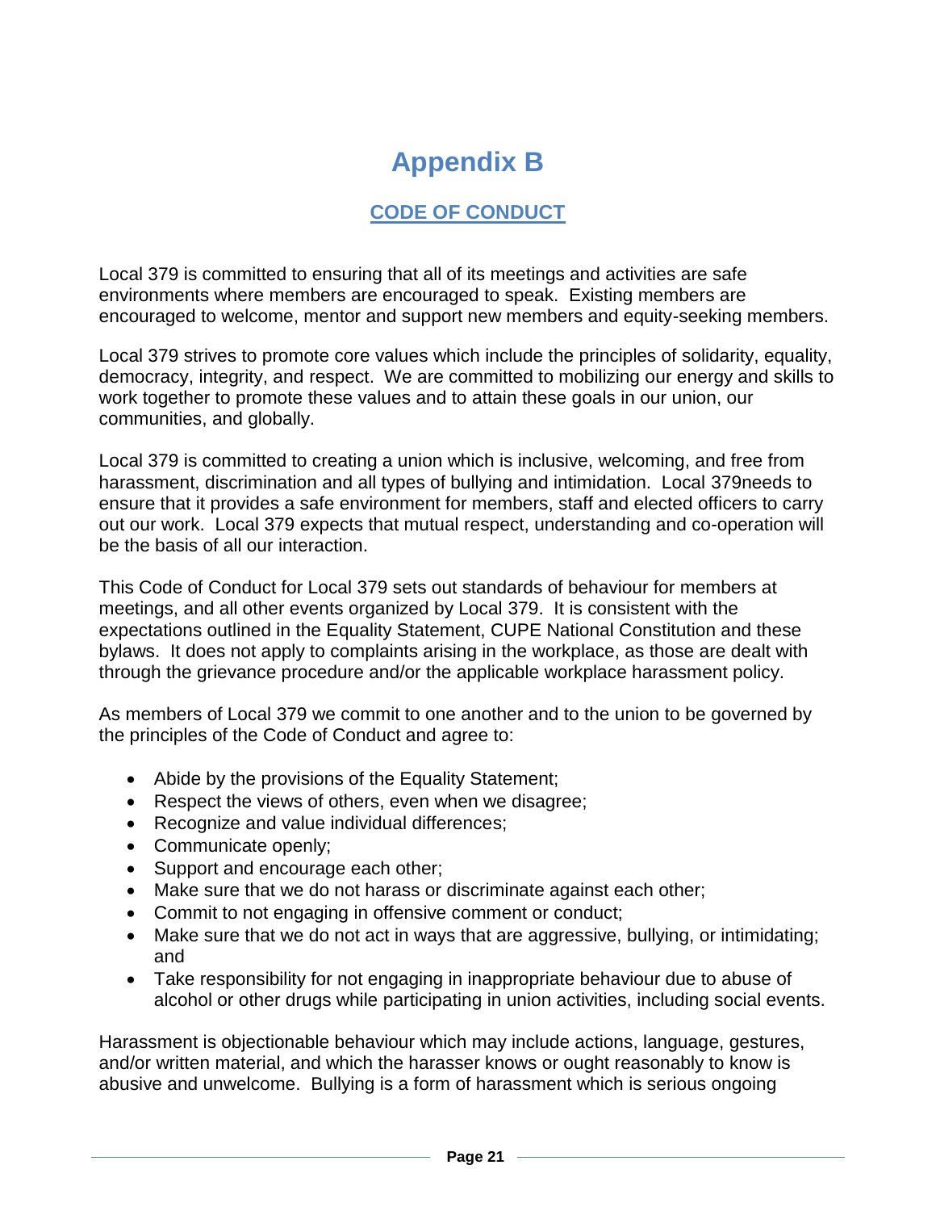# Appendix B

## CODE OF CONDUCT

Local 379 is committed to ensuring that all of its meetings and activities are safe environments where members are encouraged to speak. Existing members are encouraged to welcome, mentor and support new members and equity-seeking members.

Local 379 strives to promote core values which include the principles of solidarity, equality, democracy, integrity, and respect. We are committed to mobilizing our energy and skills to work together to promote these values and to attain these goals in our union, our communities, and globally.

Local 379 is committed to creating a union which is inclusive, welcoming, and free from harassment, discrimination and all types of bullying and intimidation. Local 379needs to ensure that it provides a safe environment for members, staff and elected officers to carry out our work. Local 379 expects that mutual respect, understanding and co-operation will be the basis of all our interaction.

This Code of Conduct for Local 379 sets out standards of behaviour for members at meetings, and all other events organized by Local 379. It is consistent with the expectations outlined in the Equality Statement, CUPE National Constitution and these bylaws. It does not apply to complaints arising in the workplace, as those are dealt with through the grievance procedure and/or the applicable workplace harassment policy.

As members of Local 379 we commit to one another and to the union to be governed by the principles of the Code of Conduct and agree to:

- Abide by the provisions of the Equality Statement;
- Respect the views of others, even when we disagree;
- Recognize and value individual differences;
- Communicate openly;
- Support and encourage each other;
- Make sure that we do not harass or discriminate against each other;
- Commit to not engaging in offensive comment or conduct;
- Make sure that we do not act in ways that are aggressive, bullying, or intimidating; and
- Take responsibility for not engaging in inappropriate behaviour due to abuse of alcohol or other drugs while participating in union activities, including social events.

Harassment is objectionable behaviour which may include actions, language, gestures, and/or written material, and which the harasser knows or ought reasonably to know is abusive and unwelcome. Bullying is a form of harassment which is serious ongoing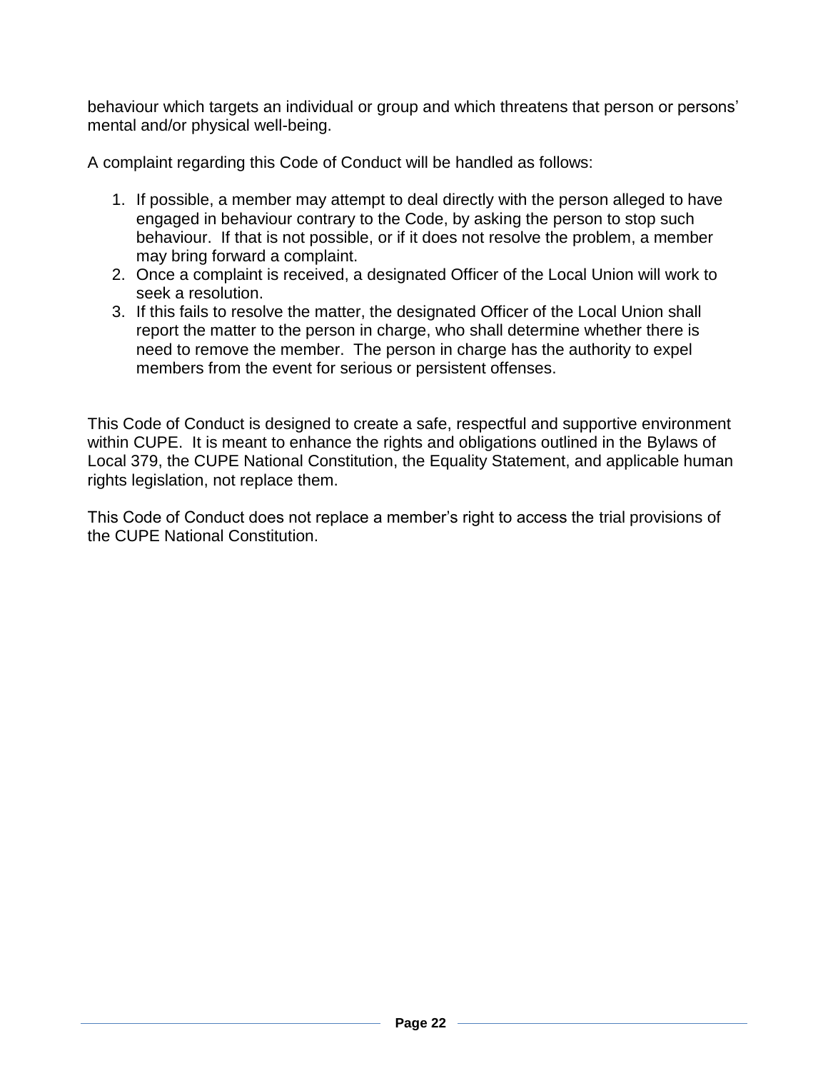behaviour which targets an individual or group and which threatens that person or persons' mental and/or physical well-being.

A complaint regarding this Code of Conduct will be handled as follows:

1. If possible, a member may attempt to deal directly with the person alleged to have engaged in behaviour contrary to the Code, by asking the person to stop such behaviour. If that is not possible, or if it does not resolve the problem, a member may bring forward a complaint.
2. Once a complaint is received, a designated Officer of the Local Union will work to seek a resolution.
3. If this fails to resolve the matter, the designated Officer of the Local Union shall report the matter to the person in charge, who shall determine whether there is need to remove the member. The person in charge has the authority to expel members from the event for serious or persistent offenses.

This Code of Conduct is designed to create a safe, respectful and supportive environment within CUPE. It is meant to enhance the rights and obligations outlined in the Bylaws of Local 379, the CUPE National Constitution, the Equality Statement, and applicable human rights legislation, not replace them.

This Code of Conduct does not replace a member's right to access the trial provisions of the CUPE National Constitution.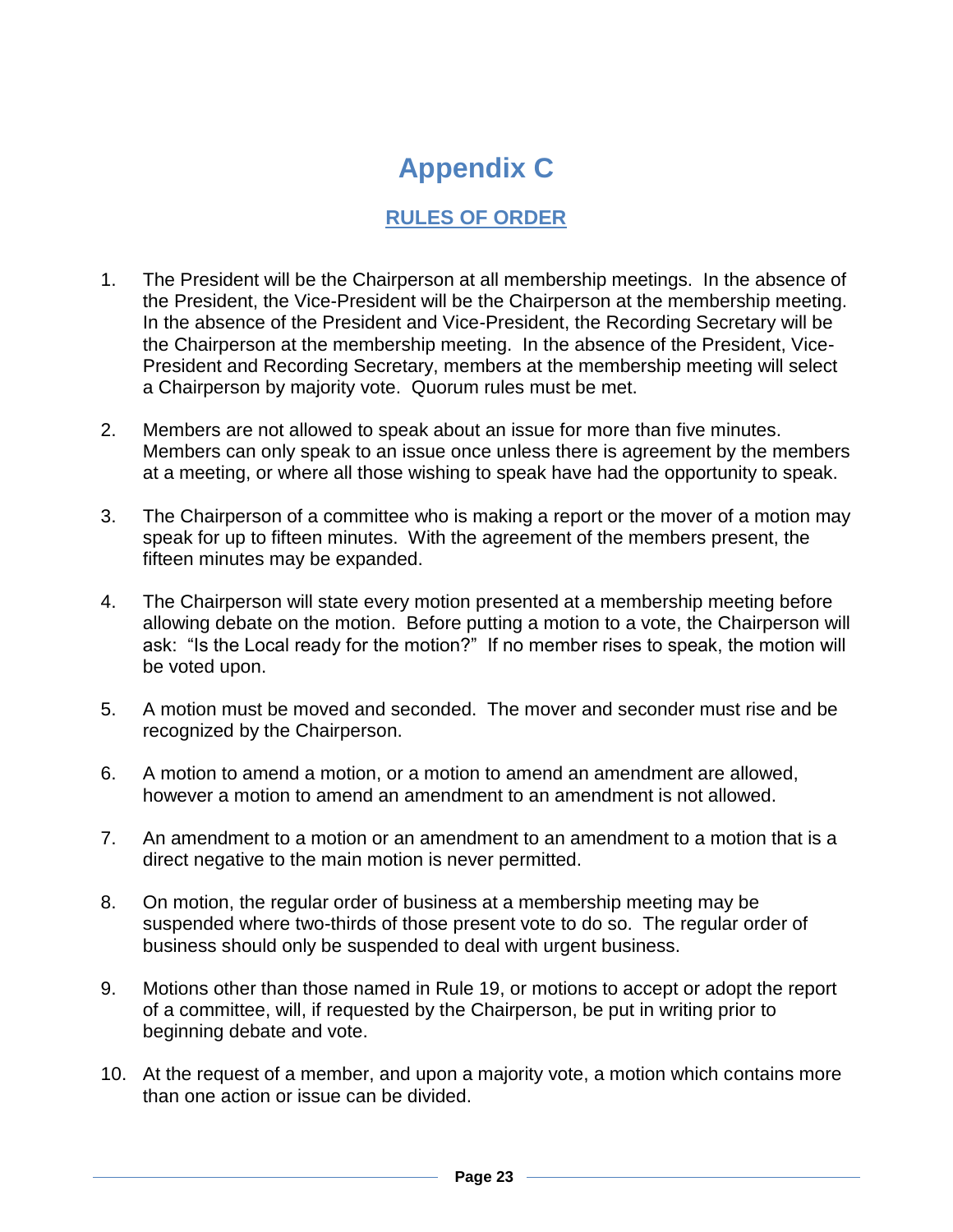# Appendix C

## RULES OF ORDER

1. The President will be the Chairperson at all membership meetings. In the absence of the President, the Vice-President will be the Chairperson at the membership meeting. In the absence of the President and Vice-President, the Recording Secretary will be the Chairperson at the membership meeting. In the absence of the President, Vice-President and Recording Secretary, members at the membership meeting will select a Chairperson by majority vote. Quorum rules must be met.

2. Members are not allowed to speak about an issue for more than five minutes. Members can only speak to an issue once unless there is agreement by the members at a meeting, or where all those wishing to speak have had the opportunity to speak.

3. The Chairperson of a committee who is making a report or the mover of a motion may speak for up to fifteen minutes. With the agreement of the members present, the fifteen minutes may be expanded.

4. The Chairperson will state every motion presented at a membership meeting before allowing debate on the motion. Before putting a motion to a vote, the Chairperson will ask: "Is the Local ready for the motion?" If no member rises to speak, the motion will be voted upon.

5. A motion must be moved and seconded. The mover and seconder must rise and be recognized by the Chairperson.

6. A motion to amend a motion, or a motion to amend an amendment are allowed, however a motion to amend an amendment to an amendment is not allowed.

7. An amendment to a motion or an amendment to an amendment to a motion that is a direct negative to the main motion is never permitted.

8. On motion, the regular order of business at a membership meeting may be suspended where two-thirds of those present vote to do so. The regular order of business should only be suspended to deal with urgent business.

9. Motions other than those named in Rule 19, or motions to accept or adopt the report of a committee, will, if requested by the Chairperson, be put in writing prior to beginning debate and vote.

10. At the request of a member, and upon a majority vote, a motion which contains more than one action or issue can be divided.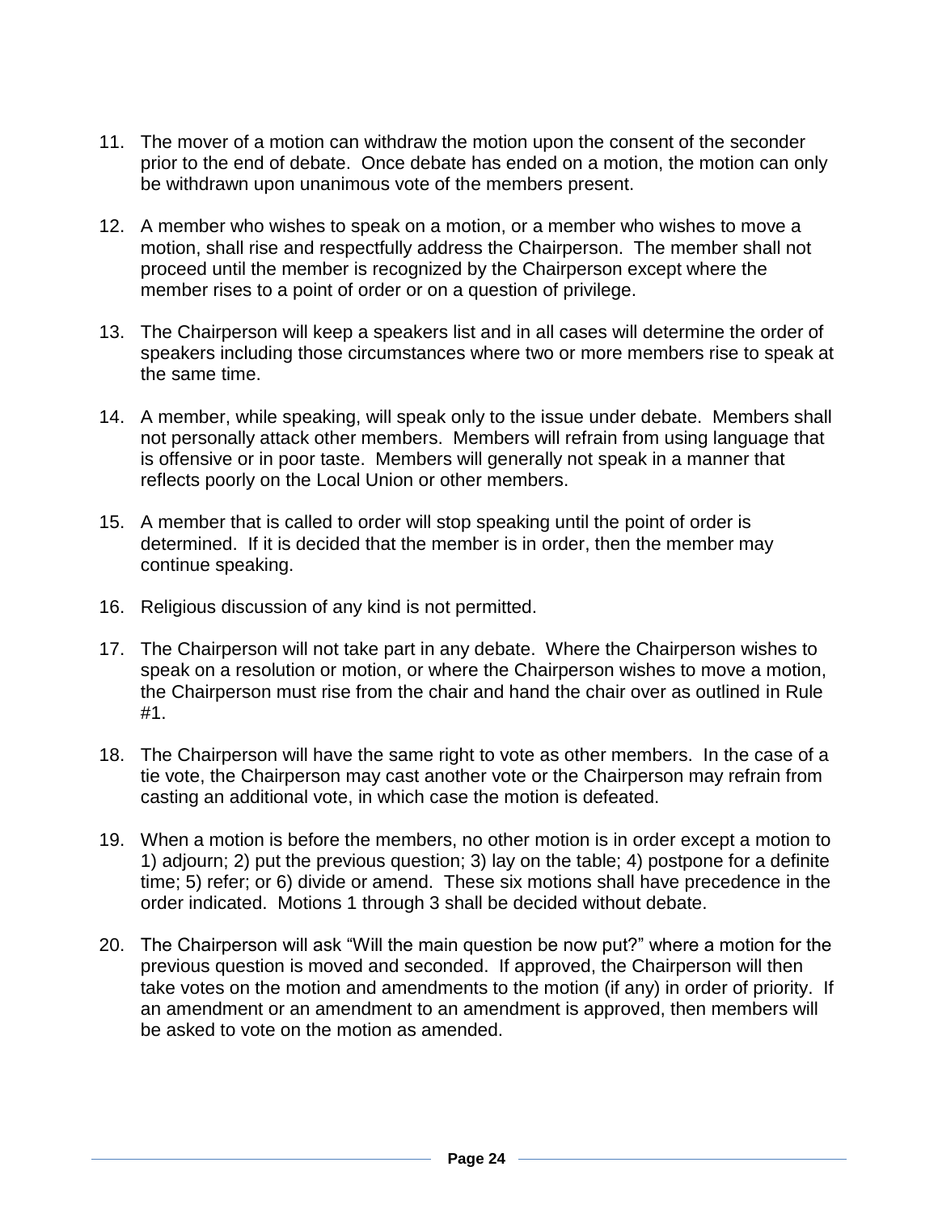11. The mover of a motion can withdraw the motion upon the consent of the seconder prior to the end of debate. Once debate has ended on a motion, the motion can only be withdrawn upon unanimous vote of the members present.

12. A member who wishes to speak on a motion, or a member who wishes to move a motion, shall rise and respectfully address the Chairperson. The member shall not proceed until the member is recognized by the Chairperson except where the member rises to a point of order or on a question of privilege.

13. The Chairperson will keep a speakers list and in all cases will determine the order of speakers including those circumstances where two or more members rise to speak at the same time.

14. A member, while speaking, will speak only to the issue under debate. Members shall not personally attack other members. Members will refrain from using language that is offensive or in poor taste. Members will generally not speak in a manner that reflects poorly on the Local Union or other members.

15. A member that is called to order will stop speaking until the point of order is determined. If it is decided that the member is in order, then the member may continue speaking.

16. Religious discussion of any kind is not permitted.

17. The Chairperson will not take part in any debate. Where the Chairperson wishes to speak on a resolution or motion, or where the Chairperson wishes to move a motion, the Chairperson must rise from the chair and hand the chair over as outlined in Rule #1.

18. The Chairperson will have the same right to vote as other members. In the case of a tie vote, the Chairperson may cast another vote or the Chairperson may refrain from casting an additional vote, in which case the motion is defeated.

19. When a motion is before the members, no other motion is in order except a motion to 1) adjourn; 2) put the previous question; 3) lay on the table; 4) postpone for a definite time; 5) refer; or 6) divide or amend. These six motions shall have precedence in the order indicated. Motions 1 through 3 shall be decided without debate.

20. The Chairperson will ask "Will the main question be now put?" where a motion for the previous question is moved and seconded. If approved, the Chairperson will then take votes on the motion and amendments to the motion (if any) in order of priority. If an amendment or an amendment to an amendment is approved, then members will be asked to vote on the motion as amended.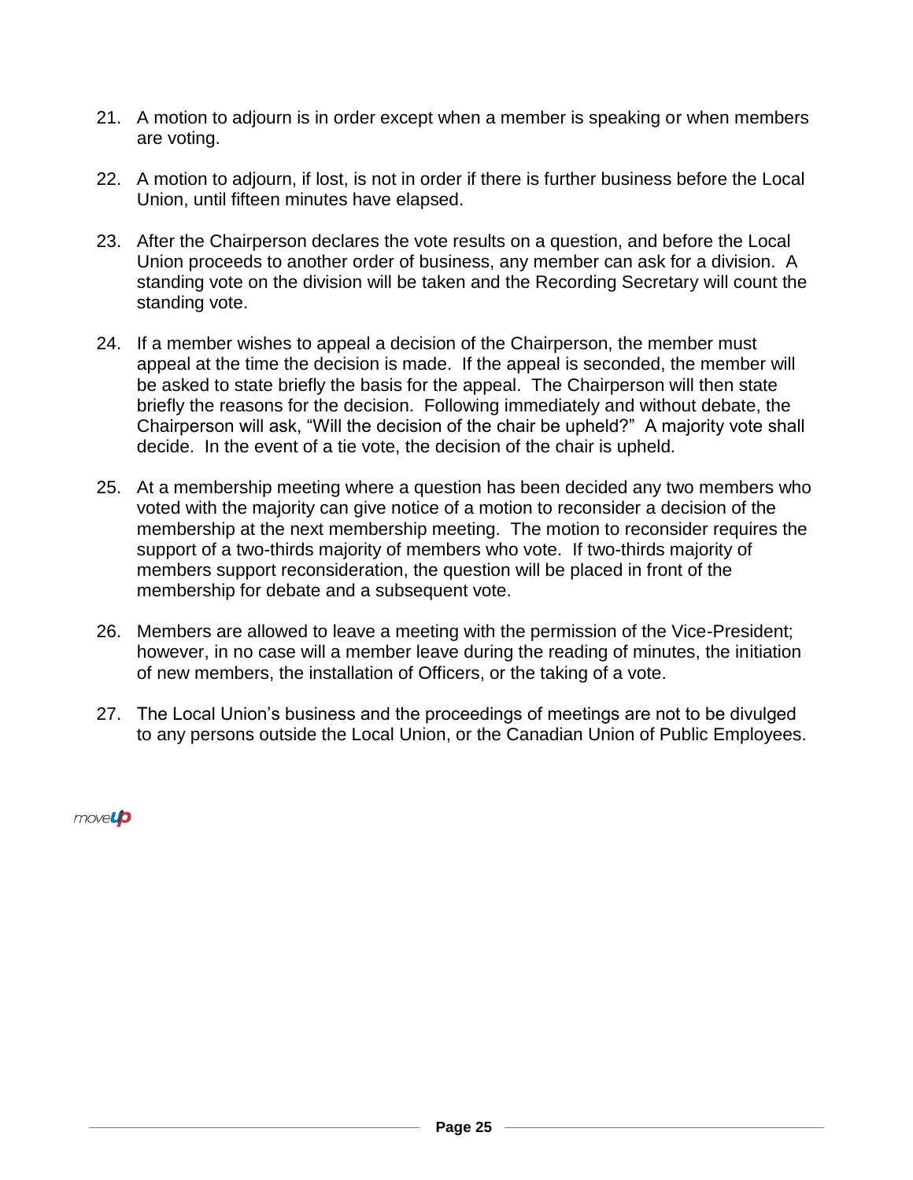21. A motion to adjourn is in order except when a member is speaking or when members are voting.

22. A motion to adjourn, if lost, is not in order if there is further business before the Local Union, until fifteen minutes have elapsed.

23. After the Chairperson declares the vote results on a question, and before the Local Union proceeds to another order of business, any member can ask for a division. A standing vote on the division will be taken and the Recording Secretary will count the standing vote.

24. If a member wishes to appeal a decision of the Chairperson, the member must appeal at the time the decision is made. If the appeal is seconded, the member will be asked to state briefly the basis for the appeal. The Chairperson will then state briefly the reasons for the decision. Following immediately and without debate, the Chairperson will ask, “Will the decision of the chair be upheld?” A majority vote shall decide. In the event of a tie vote, the decision of the chair is upheld.

25. At a membership meeting where a question has been decided any two members who voted with the majority can give notice of a motion to reconsider a decision of the membership at the next membership meeting. The motion to reconsider requires the support of a two-thirds majority of members who vote. If two-thirds majority of members support reconsideration, the question will be placed in front of the membership for debate and a subsequent vote.

26. Members are allowed to leave a meeting with the permission of the Vice-President; however, in no case will a member leave during the reading of minutes, the initiation of new members, the installation of Officers, or the taking of a vote.

27. The Local Union’s business and the proceedings of meetings are not to be divulged to any persons outside the Local Union, or the Canadian Union of Public Employees.